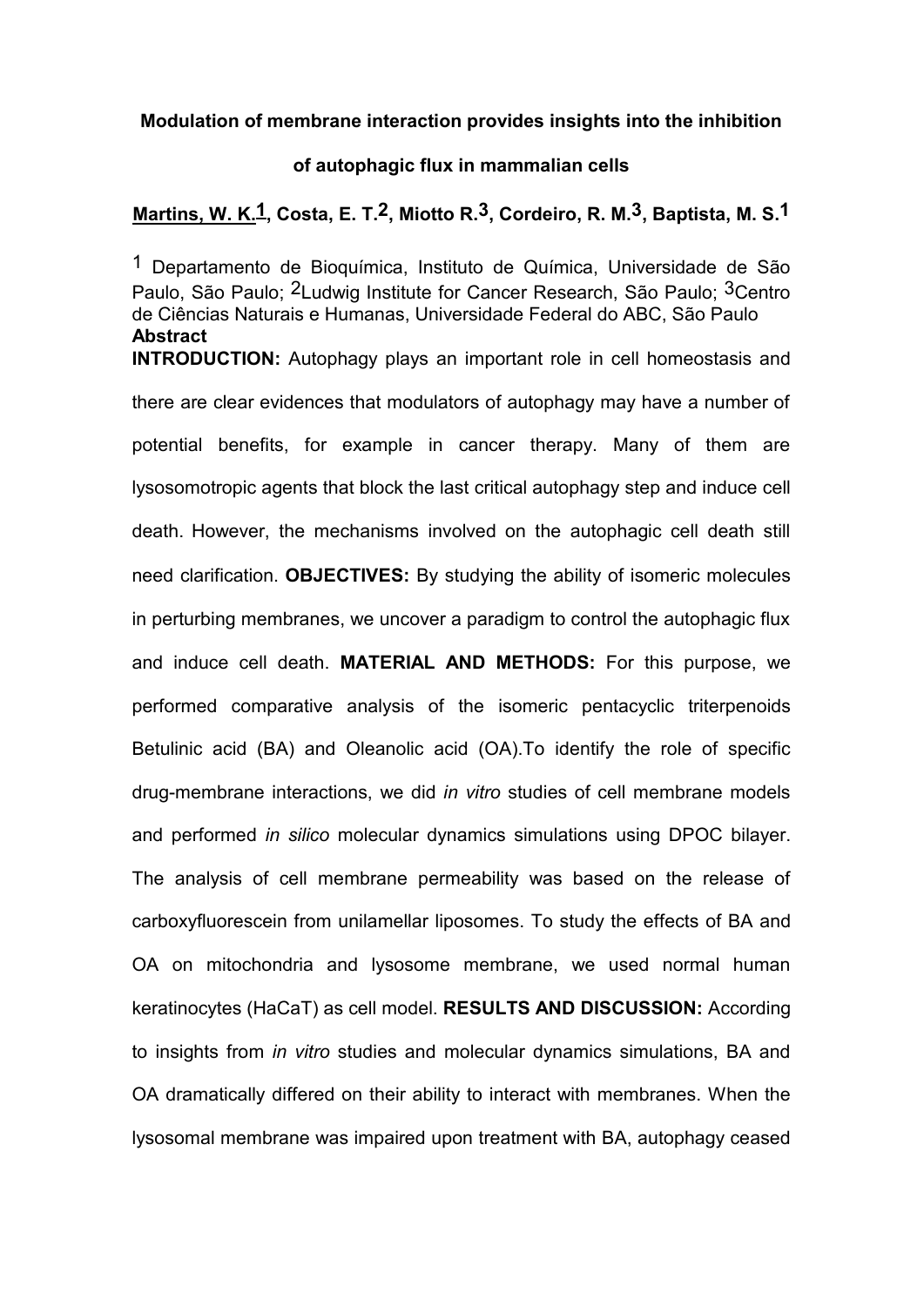**Modulation of membrane interaction provides insights into the inhibition of autophagic flux in mammalian cells**

**Martins, W. K.[1], Costa, E. T.[2], Miotto R.[3], Cordeiro, R. M.[3], Baptista, M. S.[1]**

[1] Departamento de Bioquímica, Instituto de Química, Universidade de São Paulo, São Paulo; [2]Ludwig Institute for Cancer Research, São Paulo; [3]Centro de Ciências Naturais e Humanas, Universidade Federal do ABC, São Paulo

**Abstract**

**INTRODUCTION:** Autophagy plays an important role in cell homeostasis and there are clear evidences that modulators of autophagy may have a number of potential benefits, for example in cancer therapy. Many of them are lysosomotropic agents that block the last critical autophagy step and induce cell death. However, the mechanisms involved on the autophagic cell death still need clarification. **OBJECTIVES:** By studying the ability of isomeric molecules in perturbing membranes, we uncover a paradigm to control the autophagic flux and induce cell death. **MATERIAL AND METHODS:** For this purpose, we performed comparative analysis of the isomeric pentacyclic triterpenoids Betulinic acid (BA) and Oleanolic acid (OA).To identify the role of specific drug-membrane interactions, we did *in vitro* studies of cell membrane models and performed *in silico* molecular dynamics simulations using DPOC bilayer. The analysis of cell membrane permeability was based on the release of carboxyfluorescein from unilamellar liposomes. To study the effects of BA and OA on mitochondria and lysosome membrane, we used normal human keratinocytes (HaCaT) as cell model. **RESULTS AND DISCUSSION:** According to insights from *in vitro* studies and molecular dynamics simulations, BA and OA dramatically differed on their ability to interact with membranes. When the lysosomal membrane was impaired upon treatment with BA, autophagy ceased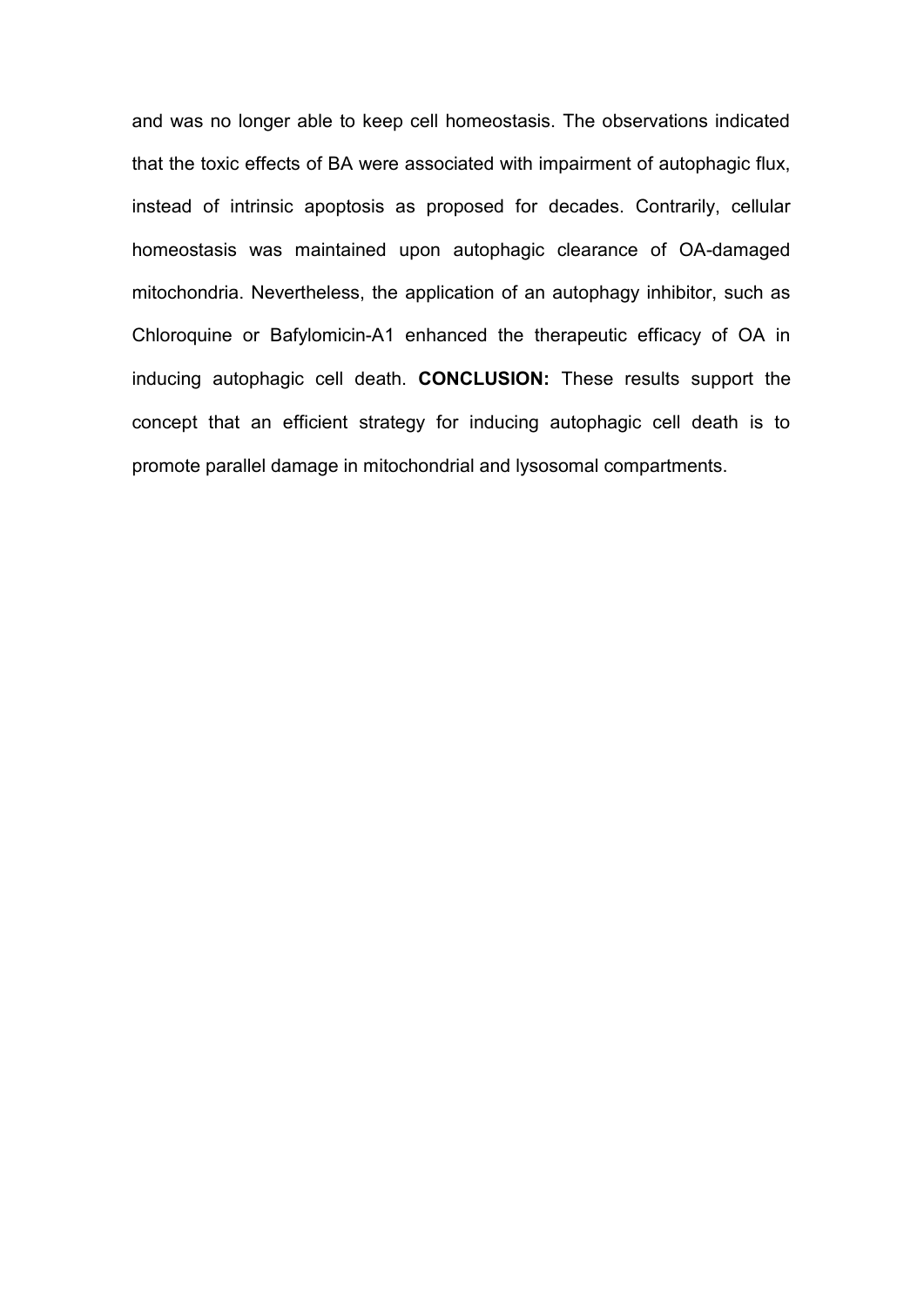and was no longer able to keep cell homeostasis. The observations indicated that the toxic effects of BA were associated with impairment of autophagic flux, instead of intrinsic apoptosis as proposed for decades. Contrarily, cellular homeostasis was maintained upon autophagic clearance of OA-damaged mitochondria. Nevertheless, the application of an autophagy inhibitor, such as Chloroquine or Bafylomicin-A1 enhanced the therapeutic efficacy of OA in inducing autophagic cell death. **CONCLUSION:** These results support the concept that an efficient strategy for inducing autophagic cell death is to promote parallel damage in mitochondrial and lysosomal compartments.